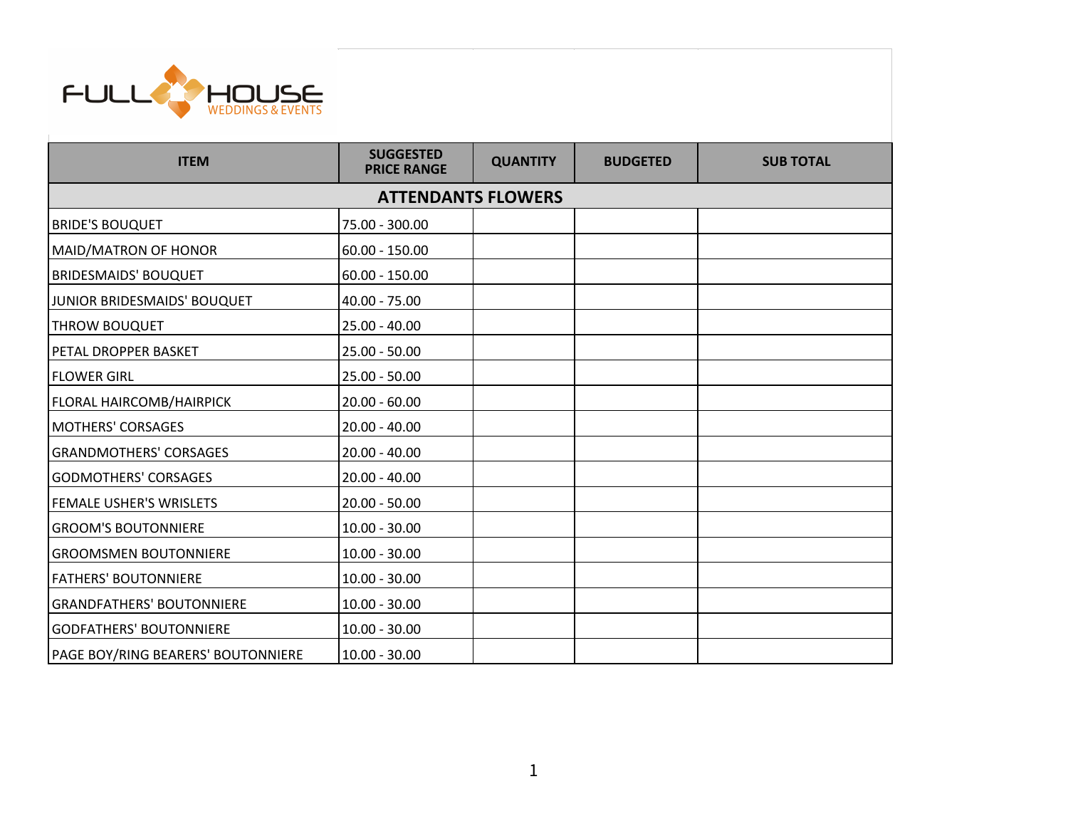FULL HOUSE WEDDINGS & EVENTS

| ITEM | SUGGESTED PRICE RANGE | QUANTITY | BUDGETED | SUB TOTAL |
|---|---|---|---|---|
| **ATTENDANTS FLOWERS** | | | | |
| BRIDE'S BOUQUET | 75.00 - 300.00 | | | |
| MAID/MATRON OF HONOR | 60.00 - 150.00 | | | |
| BRIDESMAIDS' BOUQUET | 60.00 - 150.00 | | | |
| JUNIOR BRIDESMAIDS' BOUQUET | 40.00 - 75.00 | | | |
| THROW BOUQUET | 25.00 - 40.00 | | | |
| PETAL DROPPER BASKET | 25.00 - 50.00 | | | |
| FLOWER GIRL | 25.00 - 50.00 | | | |
| FLORAL HAIRCOMB/HAIRPICK | 20.00 - 60.00 | | | |
| MOTHERS' CORSAGES | 20.00 - 40.00 | | | |
| GRANDMOTHERS' CORSAGES | 20.00 - 40.00 | | | |
| GODMOTHERS' CORSAGES | 20.00 - 40.00 | | | |
| FEMALE USHER'S WRISLETS | 20.00 - 50.00 | | | |
| GROOM'S BOUTONNIERE | 10.00 - 30.00 | | | |
| GROOMSMEN BOUTONNIERE | 10.00 - 30.00 | | | |
| FATHERS' BOUTONNIERE | 10.00 - 30.00 | | | |
| GRANDFATHERS' BOUTONNIERE | 10.00 - 30.00 | | | |
| GODFATHERS' BOUTONNIERE | 10.00 - 30.00 | | | |
| PAGE BOY/RING BEARERS' BOUTONNIERE | 10.00 - 30.00 | | | |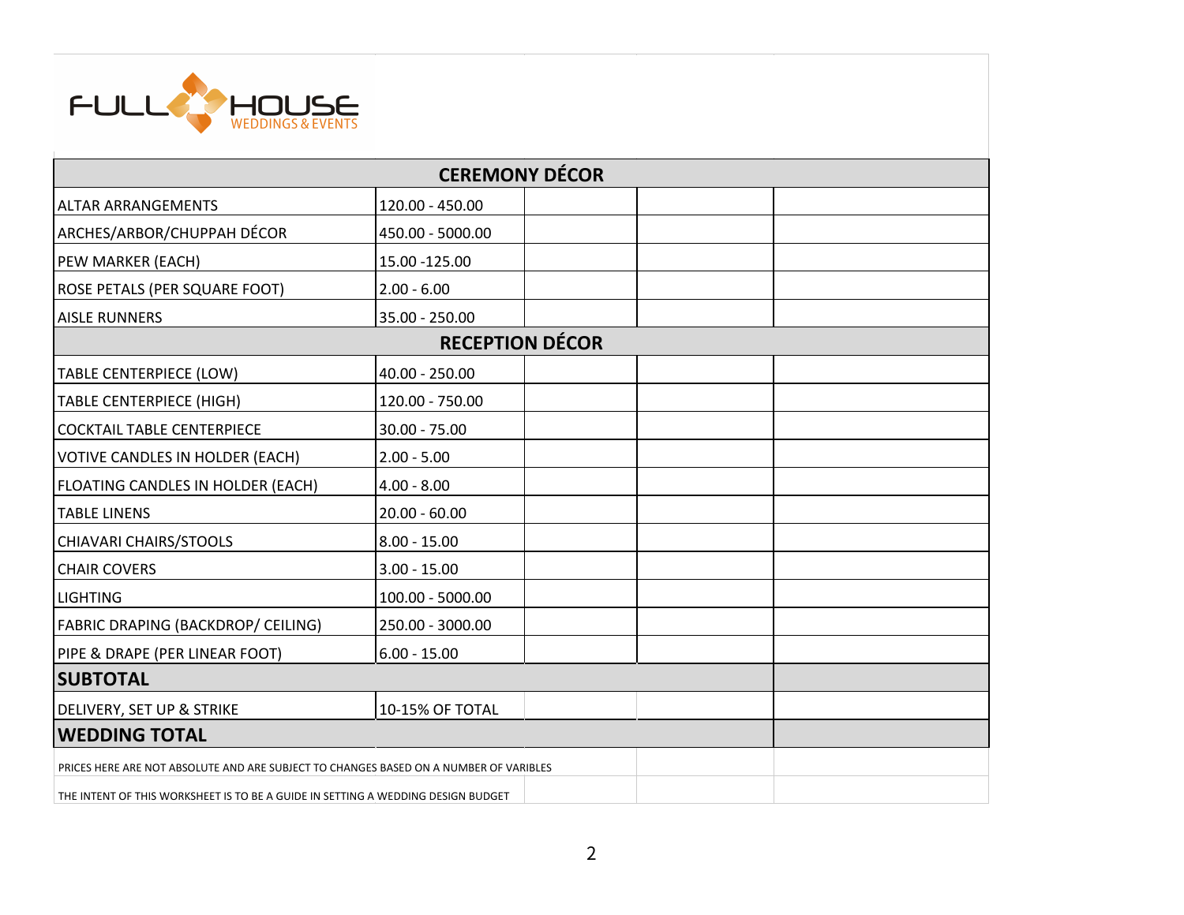FULL HOUSE
WEDDINGS & EVENTS

| | | | | |
|---|---|---|---|---|
| **CEREMONY DÉCOR** | | | | |
| ALTAR ARRANGEMENTS | 120.00 - 450.00 | | | |
| ARCHES/ARBOR/CHUPPAH DÉCOR | 450.00 - 5000.00 | | | |
| PEW MARKER (EACH) | 15.00 -125.00 | | | |
| ROSE PETALS (PER SQUARE FOOT) | 2.00 - 6.00 | | | |
| AISLE RUNNERS | 35.00 - 250.00 | | | |
| **RECEPTION DÉCOR** | | | | |
| TABLE CENTERPIECE (LOW) | 40.00 - 250.00 | | | |
| TABLE CENTERPIECE (HIGH) | 120.00 - 750.00 | | | |
| COCKTAIL TABLE CENTERPIECE | 30.00 - 75.00 | | | |
| VOTIVE CANDLES IN HOLDER (EACH) | 2.00 - 5.00 | | | |
| FLOATING CANDLES IN HOLDER (EACH) | 4.00 - 8.00 | | | |
| TABLE LINENS | 20.00 - 60.00 | | | |
| CHIAVARI CHAIRS/STOOLS | 8.00 - 15.00 | | | |
| CHAIR COVERS | 3.00 - 15.00 | | | |
| LIGHTING | 100.00 - 5000.00 | | | |
| FABRIC DRAPING (BACKDROP/ CEILING) | 250.00 - 3000.00 | | | |
| PIPE & DRAPE (PER LINEAR FOOT) | 6.00 - 15.00 | | | |
| **SUBTOTAL** | | | | |
| DELIVERY, SET UP & STRIKE | 10-15% OF TOTAL | | | |
| **WEDDING TOTAL** | | | | |

PRICES HERE ARE NOT ABSOLUTE AND ARE SUBJECT TO CHANGES BASED ON A NUMBER OF VARIBLES

THE INTENT OF THIS WORKSHEET IS TO BE A GUIDE IN SETTING A WEDDING DESIGN BUDGET